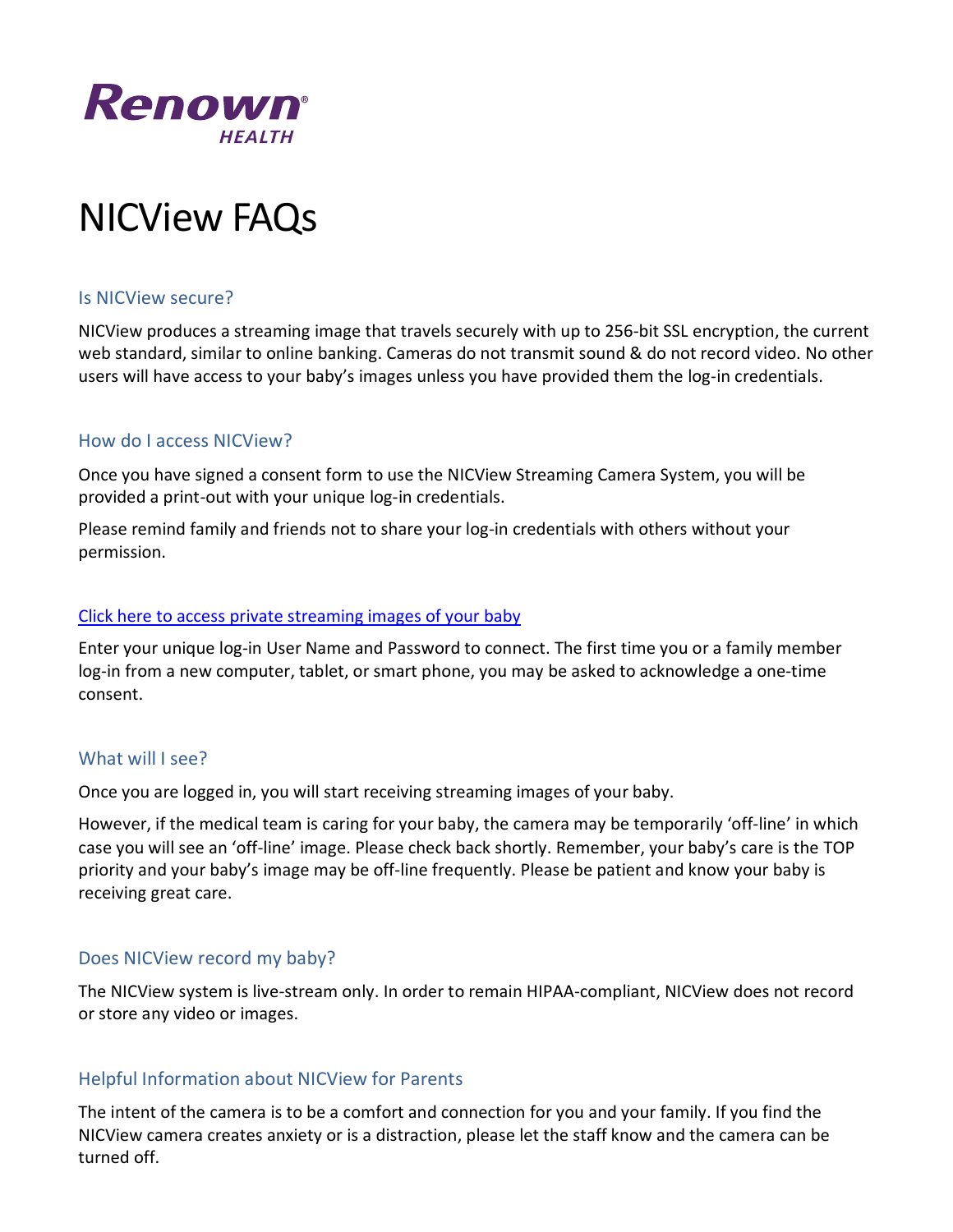Renown HEALTH

# NICView FAQs

## Is NICView secure?

NICView produces a streaming image that travels securely with up to 256-bit SSL encryption, the current web standard, similar to online banking. Cameras do not transmit sound & do not record video. No other users will have access to your baby's images unless you have provided them the log-in credentials.

## How do I access NICView?

Once you have signed a consent form to use the NICView Streaming Camera System, you will be provided a print-out with your unique log-in credentials.

Please remind family and friends not to share your log-in credentials with others without your permission.

Click here to access private streaming images of your baby

Enter your unique log-in User Name and Password to connect. The first time you or a family member log-in from a new computer, tablet, or smart phone, you may be asked to acknowledge a one-time consent.

## What will I see?

Once you are logged in, you will start receiving streaming images of your baby.

However, if the medical team is caring for your baby, the camera may be temporarily 'off-line' in which case you will see an 'off-line' image. Please check back shortly. Remember, your baby's care is the TOP priority and your baby's image may be off-line frequently. Please be patient and know your baby is receiving great care.

## Does NICView record my baby?

The NICView system is live-stream only. In order to remain HIPAA-compliant, NICView does not record or store any video or images.

## Helpful Information about NICView for Parents

The intent of the camera is to be a comfort and connection for you and your family. If you find the NICView camera creates anxiety or is a distraction, please let the staff know and the camera can be turned off.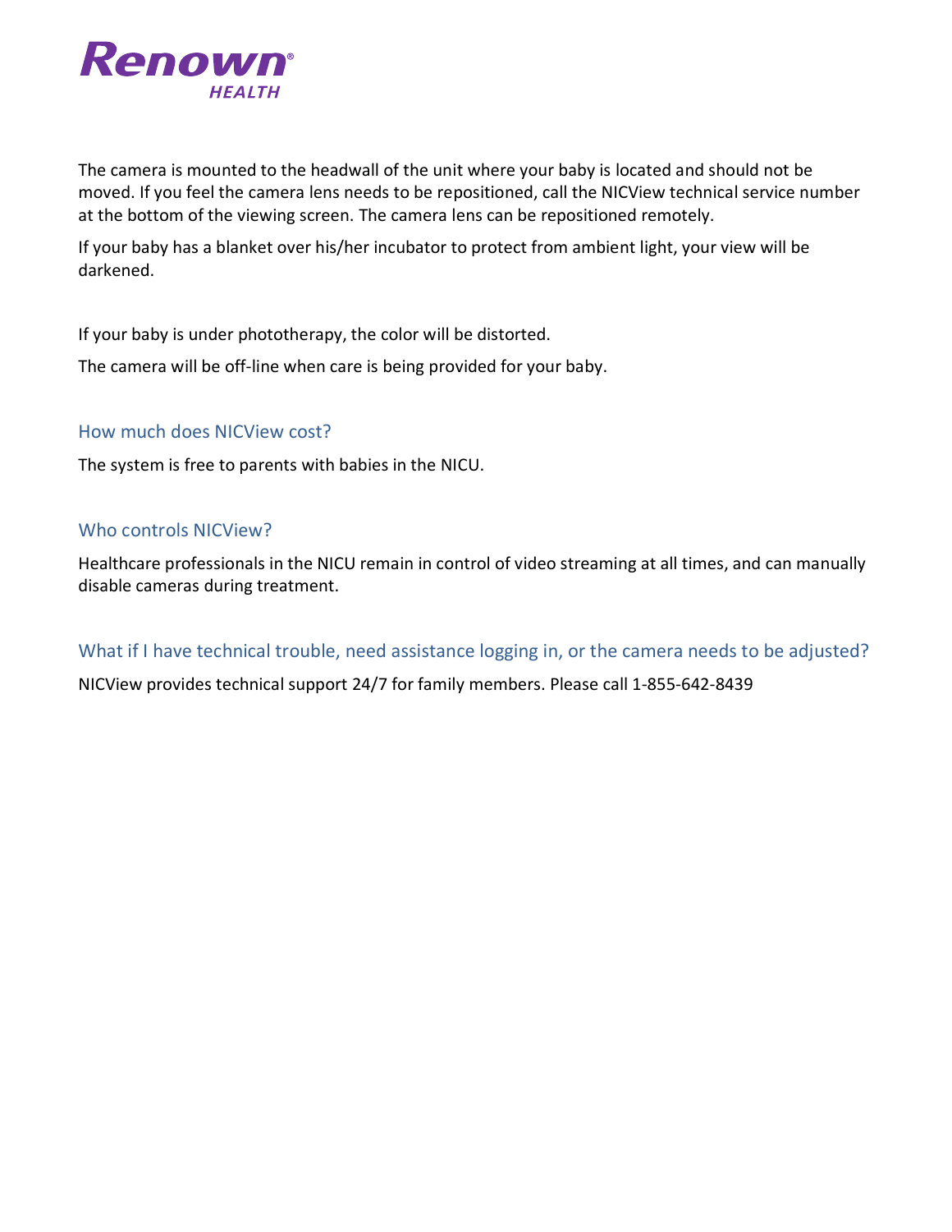The camera is mounted to the headwall of the unit where your baby is located and should not be moved. If you feel the camera lens needs to be repositioned, call the NICView technical service number at the bottom of the viewing screen. The camera lens can be repositioned remotely.

If your baby has a blanket over his/her incubator to protect from ambient light, your view will be darkened.

If your baby is under phototherapy, the color will be distorted.

The camera will be off-line when care is being provided for your baby.

## How much does NICView cost?

The system is free to parents with babies in the NICU.

## Who controls NICView?

Healthcare professionals in the NICU remain in control of video streaming at all times, and can manually disable cameras during treatment.

## What if I have technical trouble, need assistance logging in, or the camera needs to be adjusted?

NICView provides technical support 24/7 for family members. Please call 1-855-642-8439